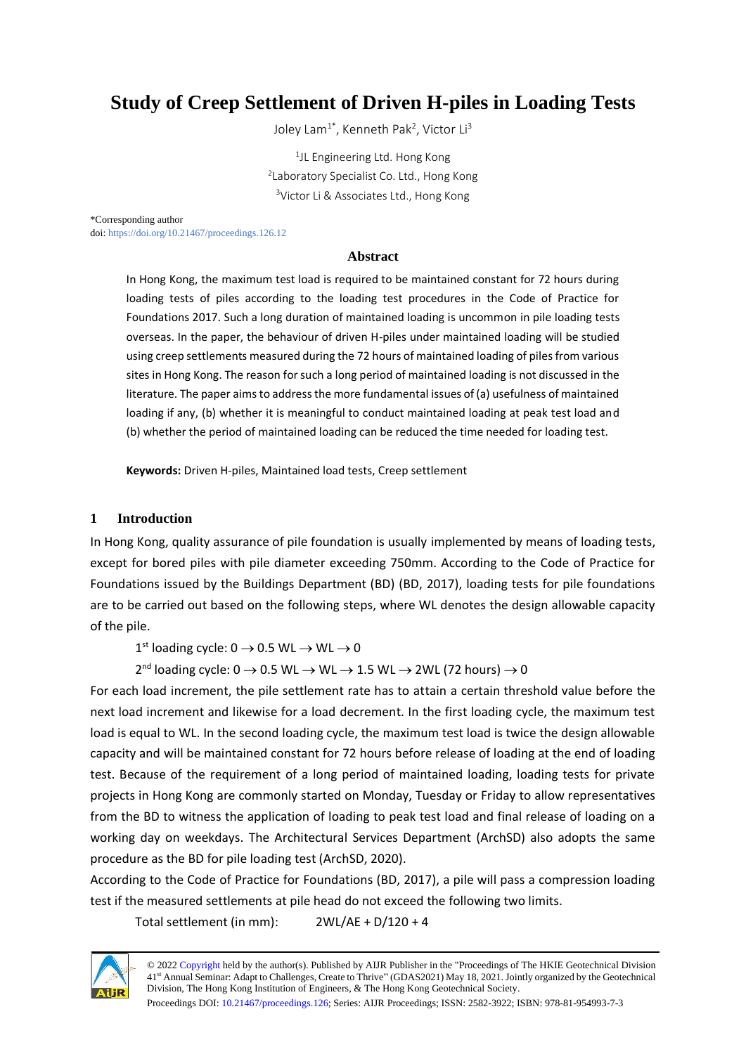# Study of Creep Settlement of Driven H-piles in Loading Tests

Joley Lam[1*], Kenneth Pak[2], Victor Li[3]

[1]JL Engineering Ltd. Hong Kong
[2]Laboratory Specialist Co. Ltd., Hong Kong
[3]Victor Li & Associates Ltd., Hong Kong

*Corresponding author
doi: https://doi.org/10.21467/proceedings.126.12

## Abstract

In Hong Kong, the maximum test load is required to be maintained constant for 72 hours during loading tests of piles according to the loading test procedures in the Code of Practice for Foundations 2017. Such a long duration of maintained loading is uncommon in pile loading tests overseas. In the paper, the behaviour of driven H-piles under maintained loading will be studied using creep settlements measured during the 72 hours of maintained loading of piles from various sites in Hong Kong. The reason for such a long period of maintained loading is not discussed in the literature. The paper aims to address the more fundamental issues of (a) usefulness of maintained loading if any, (b) whether it is meaningful to conduct maintained loading at peak test load and (b) whether the period of maintained loading can be reduced the time needed for loading test.

**Keywords:** Driven H-piles, Maintained load tests, Creep settlement

## 1 Introduction

In Hong Kong, quality assurance of pile foundation is usually implemented by means of loading tests, except for bored piles with pile diameter exceeding 750mm. According to the Code of Practice for Foundations issued by the Buildings Department (BD) (BD, 2017), loading tests for pile foundations are to be carried out based on the following steps, where WL denotes the design allowable capacity of the pile.

1st loading cycle: $0 \rightarrow 0.5$ WL $\rightarrow$ WL $\rightarrow 0$

2nd loading cycle: $0 \rightarrow 0.5$ WL $\rightarrow$ WL $\rightarrow 1.5$ WL $\rightarrow$ 2WL (72 hours) $\rightarrow 0$

For each load increment, the pile settlement rate has to attain a certain threshold value before the next load increment and likewise for a load decrement. In the first loading cycle, the maximum test load is equal to WL. In the second loading cycle, the maximum test load is twice the design allowable capacity and will be maintained constant for 72 hours before release of loading at the end of loading test. Because of the requirement of a long period of maintained loading, loading tests for private projects in Hong Kong are commonly started on Monday, Tuesday or Friday to allow representatives from the BD to witness the application of loading to peak test load and final release of loading on a working day on weekdays. The Architectural Services Department (ArchSD) also adopts the same procedure as the BD for pile loading test (ArchSD, 2020).

According to the Code of Practice for Foundations (BD, 2017), a pile will pass a compression loading test if the measured settlements at pile head do not exceed the following two limits.

Total settlement (in mm): $2WL/AE + D/120 + 4$

© 2022 Copyright held by the author(s). Published by AIJR Publisher in the "Proceedings of The HKIE Geotechnical Division 41st Annual Seminar: Adapt to Challenges, Create to Thrive" (GDAS2021) May 18, 2021. Jointly organized by the Geotechnical Division, The Hong Kong Institution of Engineers, & The Hong Kong Geotechnical Society.
Proceedings DOI: 10.21467/proceedings.126; Series: AIJR Proceedings; ISSN: 2582-3922; ISBN: 978-81-954993-7-3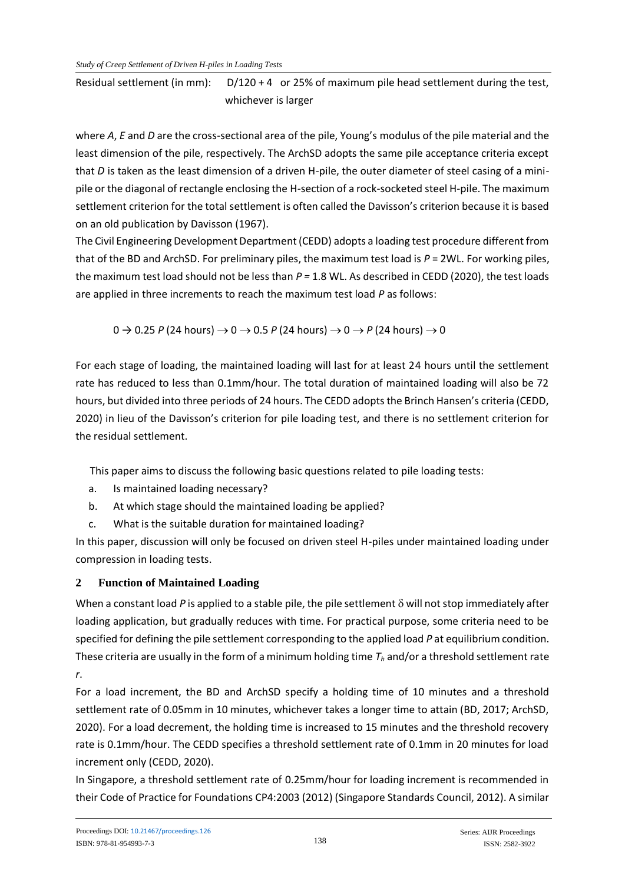Residual settlement (in mm): $D/120 + 4$ or 25% of maximum pile head settlement during the test, whichever is larger

where $A$, $E$ and $D$ are the cross-sectional area of the pile, Young's modulus of the pile material and the least dimension of the pile, respectively. The ArchSD adopts the same pile acceptance criteria except that $D$ is taken as the least dimension of a driven H-pile, the outer diameter of steel casing of a mini-pile or the diagonal of rectangle enclosing the H-section of a rock-socketed steel H-pile. The maximum settlement criterion for the total settlement is often called the Davisson's criterion because it is based on an old publication by Davisson (1967).

The Civil Engineering Development Department (CEDD) adopts a loading test procedure different from that of the BD and ArchSD. For preliminary piles, the maximum test load is $P$ = 2WL. For working piles, the maximum test load should not be less than $P$ = 1.8 WL. As described in CEDD (2020), the test loads are applied in three increments to reach the maximum test load $P$ as follows:

$$0 \rightarrow 0.25\,P \text{ (24 hours)} \rightarrow 0 \rightarrow 0.5\,P \text{ (24 hours)} \rightarrow 0 \rightarrow P \text{ (24 hours)} \rightarrow 0$$

For each stage of loading, the maintained loading will last for at least 24 hours until the settlement rate has reduced to less than 0.1mm/hour. The total duration of maintained loading will also be 72 hours, but divided into three periods of 24 hours. The CEDD adopts the Brinch Hansen's criteria (CEDD, 2020) in lieu of the Davisson's criterion for pile loading test, and there is no settlement criterion for the residual settlement.

This paper aims to discuss the following basic questions related to pile loading tests:

a. Is maintained loading necessary?
b. At which stage should the maintained loading be applied?
c. What is the suitable duration for maintained loading?

In this paper, discussion will only be focused on driven steel H-piles under maintained loading under compression in loading tests.

## 2 Function of Maintained Loading

When a constant load $P$ is applied to a stable pile, the pile settlement $\delta$ will not stop immediately after loading application, but gradually reduces with time. For practical purpose, some criteria need to be specified for defining the pile settlement corresponding to the applied load $P$ at equilibrium condition. These criteria are usually in the form of a minimum holding time $T_h$ and/or a threshold settlement rate $r$.

For a load increment, the BD and ArchSD specify a holding time of 10 minutes and a threshold settlement rate of 0.05mm in 10 minutes, whichever takes a longer time to attain (BD, 2017; ArchSD, 2020). For a load decrement, the holding time is increased to 15 minutes and the threshold recovery rate is 0.1mm/hour. The CEDD specifies a threshold settlement rate of 0.1mm in 20 minutes for load increment only (CEDD, 2020).

In Singapore, a threshold settlement rate of 0.25mm/hour for loading increment is recommended in their Code of Practice for Foundations CP4:2003 (2012) (Singapore Standards Council, 2012). A similar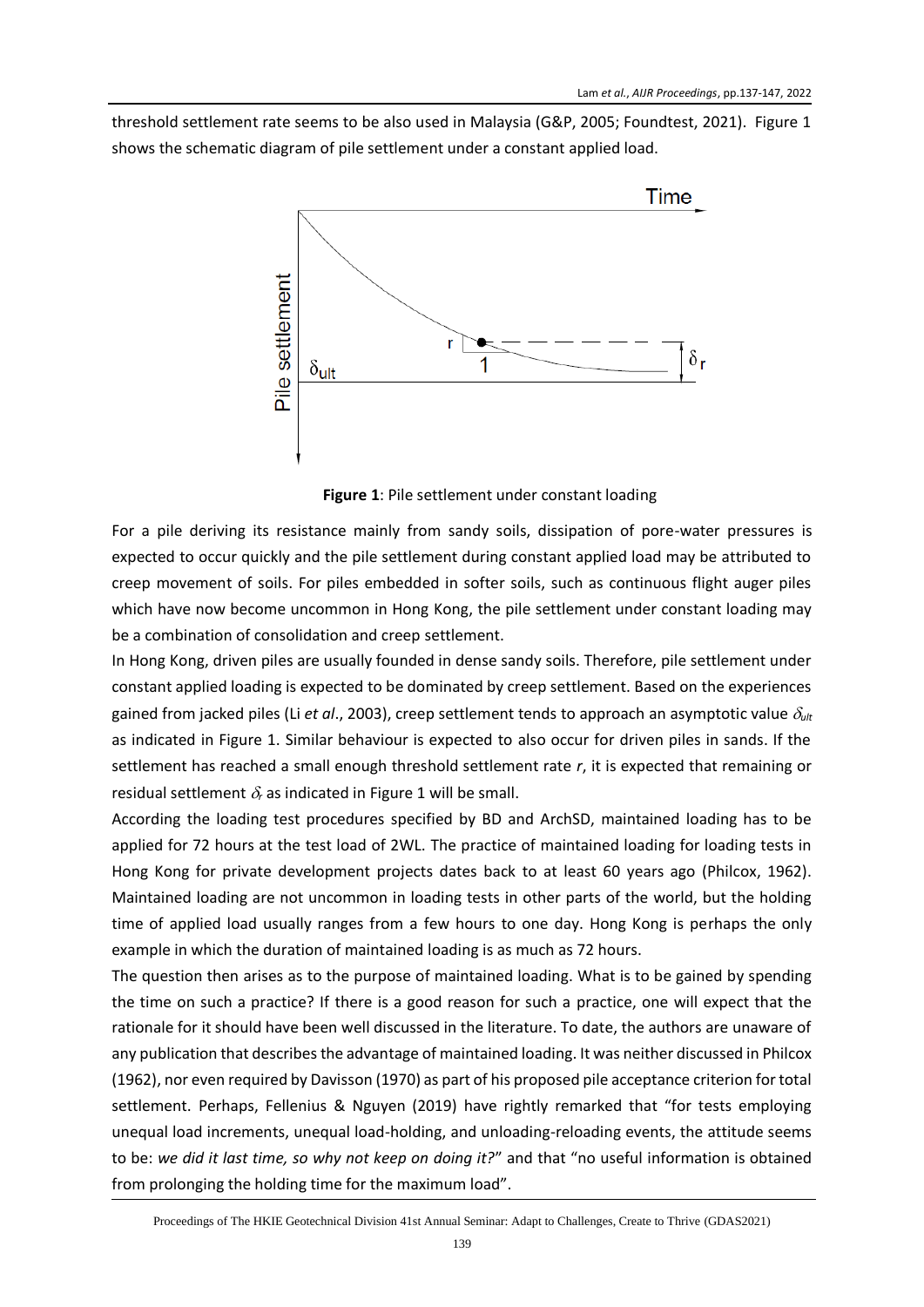threshold settlement rate seems to be also used in Malaysia (G&P, 2005; Foundtest, 2021). Figure 1 shows the schematic diagram of pile settlement under a constant applied load.

**Figure 1**: Pile settlement under constant loading

For a pile deriving its resistance mainly from sandy soils, dissipation of pore-water pressures is expected to occur quickly and the pile settlement during constant applied load may be attributed to creep movement of soils. For piles embedded in softer soils, such as continuous flight auger piles which have now become uncommon in Hong Kong, the pile settlement under constant loading may be a combination of consolidation and creep settlement.

In Hong Kong, driven piles are usually founded in dense sandy soils. Therefore, pile settlement under constant applied loading is expected to be dominated by creep settlement. Based on the experiences gained from jacked piles (Li *et al*., 2003), creep settlement tends to approach an asymptotic value $\delta_{ult}$ as indicated in Figure 1. Similar behaviour is expected to also occur for driven piles in sands. If the settlement has reached a small enough threshold settlement rate *r*, it is expected that remaining or residual settlement $\delta_r$ as indicated in Figure 1 will be small.

According the loading test procedures specified by BD and ArchSD, maintained loading has to be applied for 72 hours at the test load of 2WL. The practice of maintained loading for loading tests in Hong Kong for private development projects dates back to at least 60 years ago (Philcox, 1962). Maintained loading are not uncommon in loading tests in other parts of the world, but the holding time of applied load usually ranges from a few hours to one day. Hong Kong is perhaps the only example in which the duration of maintained loading is as much as 72 hours.

The question then arises as to the purpose of maintained loading. What is to be gained by spending the time on such a practice? If there is a good reason for such a practice, one will expect that the rationale for it should have been well discussed in the literature. To date, the authors are unaware of any publication that describes the advantage of maintained loading. It was neither discussed in Philcox (1962), nor even required by Davisson (1970) as part of his proposed pile acceptance criterion for total settlement. Perhaps, Fellenius & Nguyen (2019) have rightly remarked that "for tests employing unequal load increments, unequal load-holding, and unloading-reloading events, the attitude seems to be: *we did it last time, so why not keep on doing it?*" and that "no useful information is obtained from prolonging the holding time for the maximum load".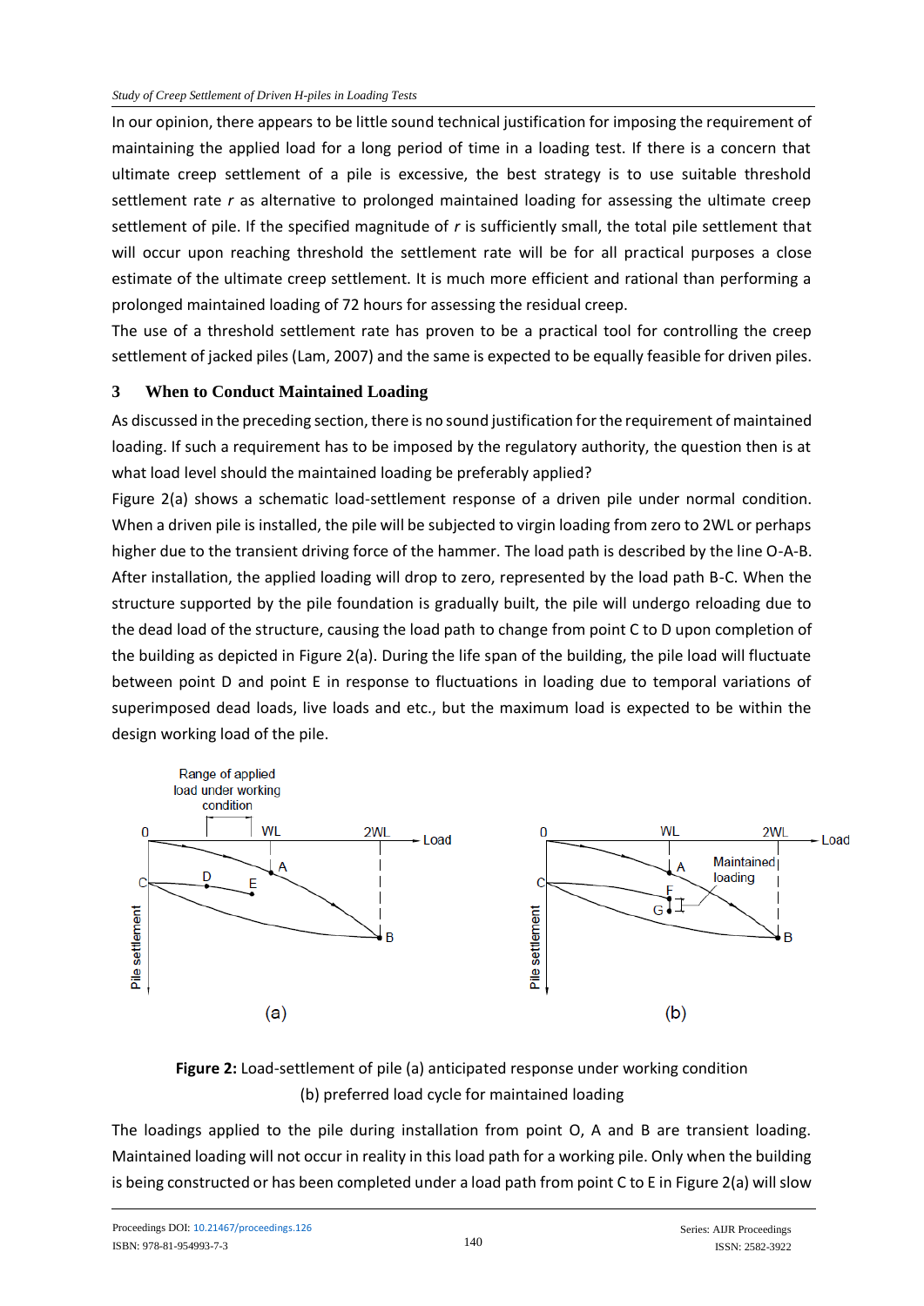In our opinion, there appears to be little sound technical justification for imposing the requirement of maintaining the applied load for a long period of time in a loading test. If there is a concern that ultimate creep settlement of a pile is excessive, the best strategy is to use suitable threshold settlement rate *r* as alternative to prolonged maintained loading for assessing the ultimate creep settlement of pile. If the specified magnitude of *r* is sufficiently small, the total pile settlement that will occur upon reaching threshold the settlement rate will be for all practical purposes a close estimate of the ultimate creep settlement. It is much more efficient and rational than performing a prolonged maintained loading of 72 hours for assessing the residual creep.

The use of a threshold settlement rate has proven to be a practical tool for controlling the creep settlement of jacked piles (Lam, 2007) and the same is expected to be equally feasible for driven piles.

## 3 When to Conduct Maintained Loading

As discussed in the preceding section, there is no sound justification for the requirement of maintained loading. If such a requirement has to be imposed by the regulatory authority, the question then is at what load level should the maintained loading be preferably applied?

Figure 2(a) shows a schematic load-settlement response of a driven pile under normal condition. When a driven pile is installed, the pile will be subjected to virgin loading from zero to 2WL or perhaps higher due to the transient driving force of the hammer. The load path is described by the line O-A-B. After installation, the applied loading will drop to zero, represented by the load path B-C. When the structure supported by the pile foundation is gradually built, the pile will undergo reloading due to the dead load of the structure, causing the load path to change from point C to D upon completion of the building as depicted in Figure 2(a). During the life span of the building, the pile load will fluctuate between point D and point E in response to fluctuations in loading due to temporal variations of superimposed dead loads, live loads and etc., but the maximum load is expected to be within the design working load of the pile.

**Figure 2:** Load-settlement of pile (a) anticipated response under working condition (b) preferred load cycle for maintained loading

The loadings applied to the pile during installation from point O, A and B are transient loading. Maintained loading will not occur in reality in this load path for a working pile. Only when the building is being constructed or has been completed under a load path from point C to E in Figure 2(a) will slow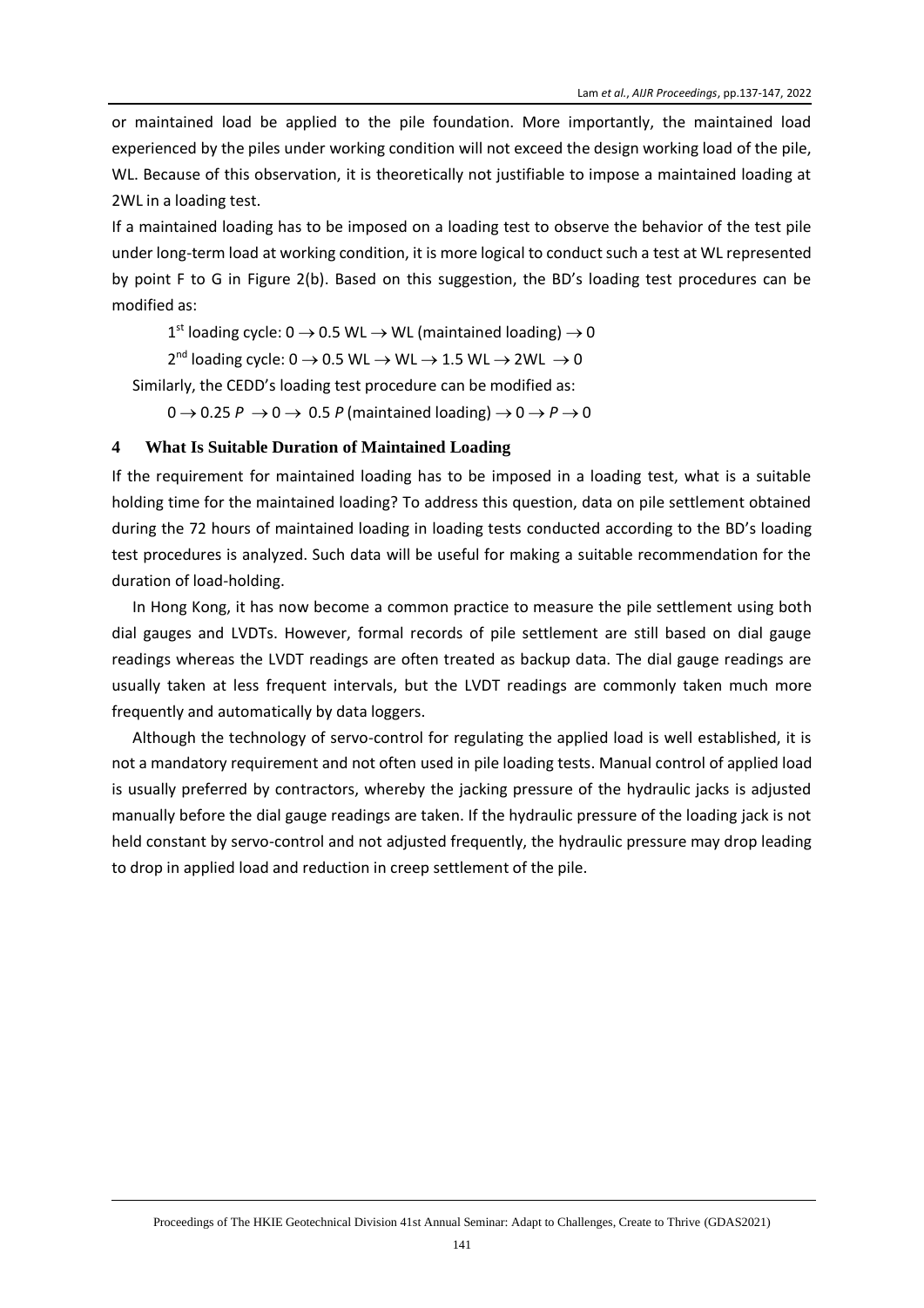or maintained load be applied to the pile foundation. More importantly, the maintained load experienced by the piles under working condition will not exceed the design working load of the pile, WL. Because of this observation, it is theoretically not justifiable to impose a maintained loading at 2WL in a loading test.

If a maintained loading has to be imposed on a loading test to observe the behavior of the test pile under long-term load at working condition, it is more logical to conduct such a test at WL represented by point F to G in Figure 2(b). Based on this suggestion, the BD's loading test procedures can be modified as:

1st loading cycle: $0 \rightarrow 0.5$ WL $\rightarrow$ WL (maintained loading) $\rightarrow 0$

2nd loading cycle: $0 \rightarrow 0.5$ WL $\rightarrow$ WL $\rightarrow 1.5$ WL $\rightarrow$ 2WL $\rightarrow 0$

Similarly, the CEDD's loading test procedure can be modified as:

$0 \rightarrow 0.25\,P \rightarrow 0 \rightarrow 0.5\,P$ (maintained loading) $\rightarrow 0 \rightarrow P \rightarrow 0$

## 4 What Is Suitable Duration of Maintained Loading

If the requirement for maintained loading has to be imposed in a loading test, what is a suitable holding time for the maintained loading? To address this question, data on pile settlement obtained during the 72 hours of maintained loading in loading tests conducted according to the BD's loading test procedures is analyzed. Such data will be useful for making a suitable recommendation for the duration of load-holding.

In Hong Kong, it has now become a common practice to measure the pile settlement using both dial gauges and LVDTs. However, formal records of pile settlement are still based on dial gauge readings whereas the LVDT readings are often treated as backup data. The dial gauge readings are usually taken at less frequent intervals, but the LVDT readings are commonly taken much more frequently and automatically by data loggers.

Although the technology of servo-control for regulating the applied load is well established, it is not a mandatory requirement and not often used in pile loading tests. Manual control of applied load is usually preferred by contractors, whereby the jacking pressure of the hydraulic jacks is adjusted manually before the dial gauge readings are taken. If the hydraulic pressure of the loading jack is not held constant by servo-control and not adjusted frequently, the hydraulic pressure may drop leading to drop in applied load and reduction in creep settlement of the pile.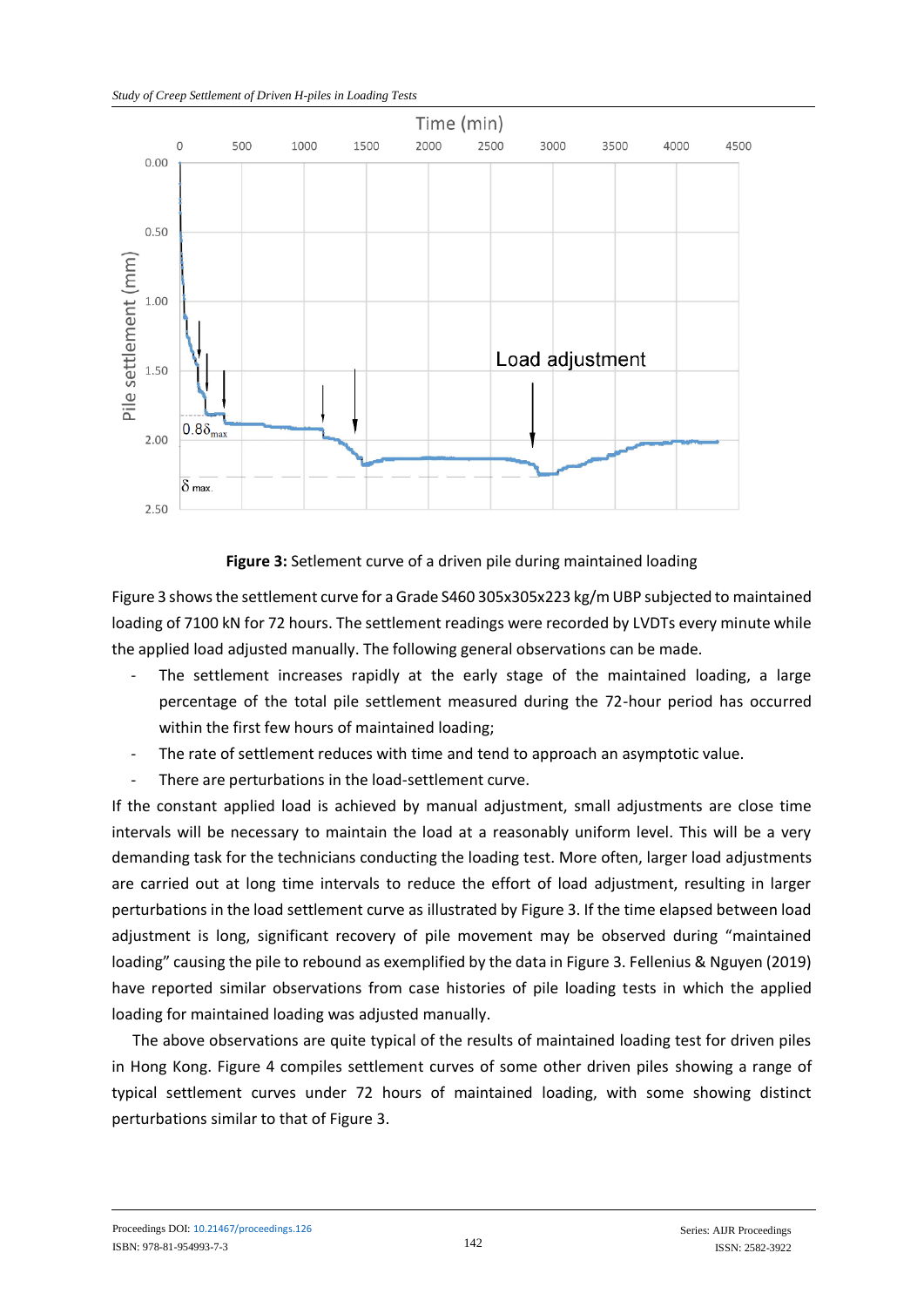**Figure 3:** Setlement curve of a driven pile during maintained loading

Figure 3 shows the settlement curve for a Grade S460 305x305x223 kg/m UBP subjected to maintained loading of 7100 kN for 72 hours. The settlement readings were recorded by LVDTs every minute while the applied load adjusted manually. The following general observations can be made.

- The settlement increases rapidly at the early stage of the maintained loading, a large percentage of the total pile settlement measured during the 72-hour period has occurred within the first few hours of maintained loading;
- The rate of settlement reduces with time and tend to approach an asymptotic value.
- There are perturbations in the load-settlement curve.

If the constant applied load is achieved by manual adjustment, small adjustments are close time intervals will be necessary to maintain the load at a reasonably uniform level. This will be a very demanding task for the technicians conducting the loading test. More often, larger load adjustments are carried out at long time intervals to reduce the effort of load adjustment, resulting in larger perturbations in the load settlement curve as illustrated by Figure 3. If the time elapsed between load adjustment is long, significant recovery of pile movement may be observed during "maintained loading" causing the pile to rebound as exemplified by the data in Figure 3. Fellenius & Nguyen (2019) have reported similar observations from case histories of pile loading tests in which the applied loading for maintained loading was adjusted manually.

The above observations are quite typical of the results of maintained loading test for driven piles in Hong Kong. Figure 4 compiles settlement curves of some other driven piles showing a range of typical settlement curves under 72 hours of maintained loading, with some showing distinct perturbations similar to that of Figure 3.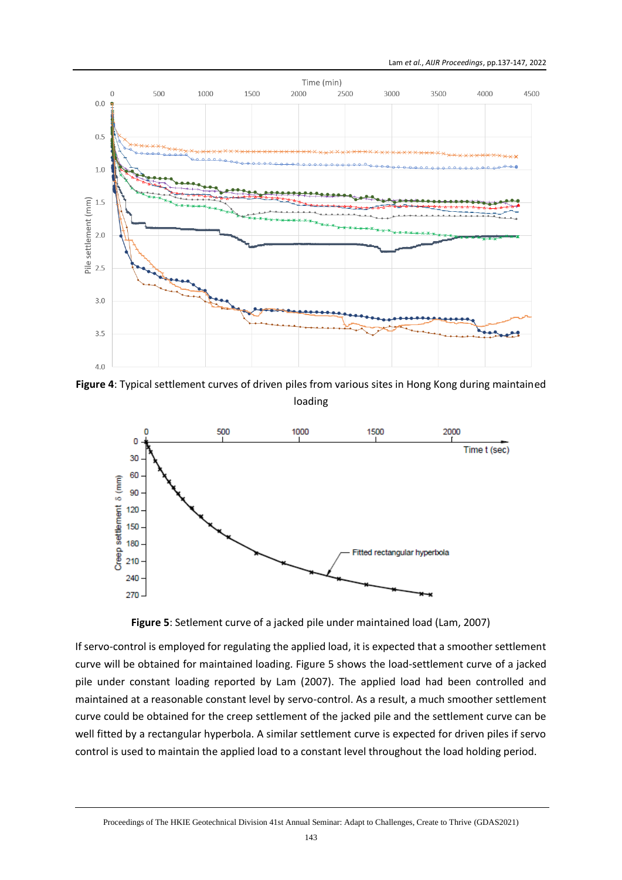**Figure 4**: Typical settlement curves of driven piles from various sites in Hong Kong during maintained loading

**Figure 5**: Setlement curve of a jacked pile under maintained load (Lam, 2007)

If servo-control is employed for regulating the applied load, it is expected that a smoother settlement curve will be obtained for maintained loading. Figure 5 shows the load-settlement curve of a jacked pile under constant loading reported by Lam (2007). The applied load had been controlled and maintained at a reasonable constant level by servo-control. As a result, a much smoother settlement curve could be obtained for the creep settlement of the jacked pile and the settlement curve can be well fitted by a rectangular hyperbola. A similar settlement curve is expected for driven piles if servo control is used to maintain the applied load to a constant level throughout the load holding period.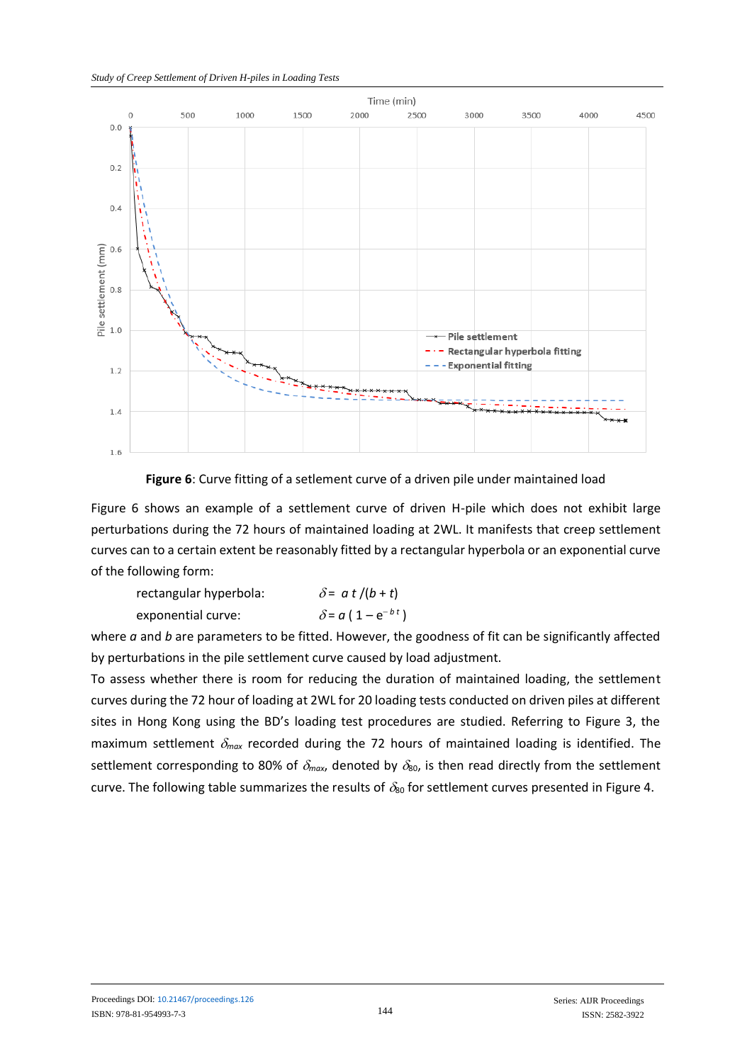**Figure 6**: Curve fitting of a setlement curve of a driven pile under maintained load

Figure 6 shows an example of a settlement curve of driven H-pile which does not exhibit large perturbations during the 72 hours of maintained loading at 2WL. It manifests that creep settlement curves can to a certain extent be reasonably fitted by a rectangular hyperbola or an exponential curve of the following form:

rectangular hyperbola: $\delta = a\,t\,/(b + t)$

exponential curve: $\delta = a\,(\,1 - e^{-b\,t}\,)$

where $a$ and $b$ are parameters to be fitted. However, the goodness of fit can be significantly affected by perturbations in the pile settlement curve caused by load adjustment.

To assess whether there is room for reducing the duration of maintained loading, the settlement curves during the 72 hour of loading at 2WL for 20 loading tests conducted on driven piles at different sites in Hong Kong using the BD's loading test procedures are studied. Referring to Figure 3, the maximum settlement $\delta_{max}$ recorded during the 72 hours of maintained loading is identified. The settlement corresponding to 80% of $\delta_{max}$, denoted by $\delta_{80}$, is then read directly from the settlement curve. The following table summarizes the results of $\delta_{80}$ for settlement curves presented in Figure 4.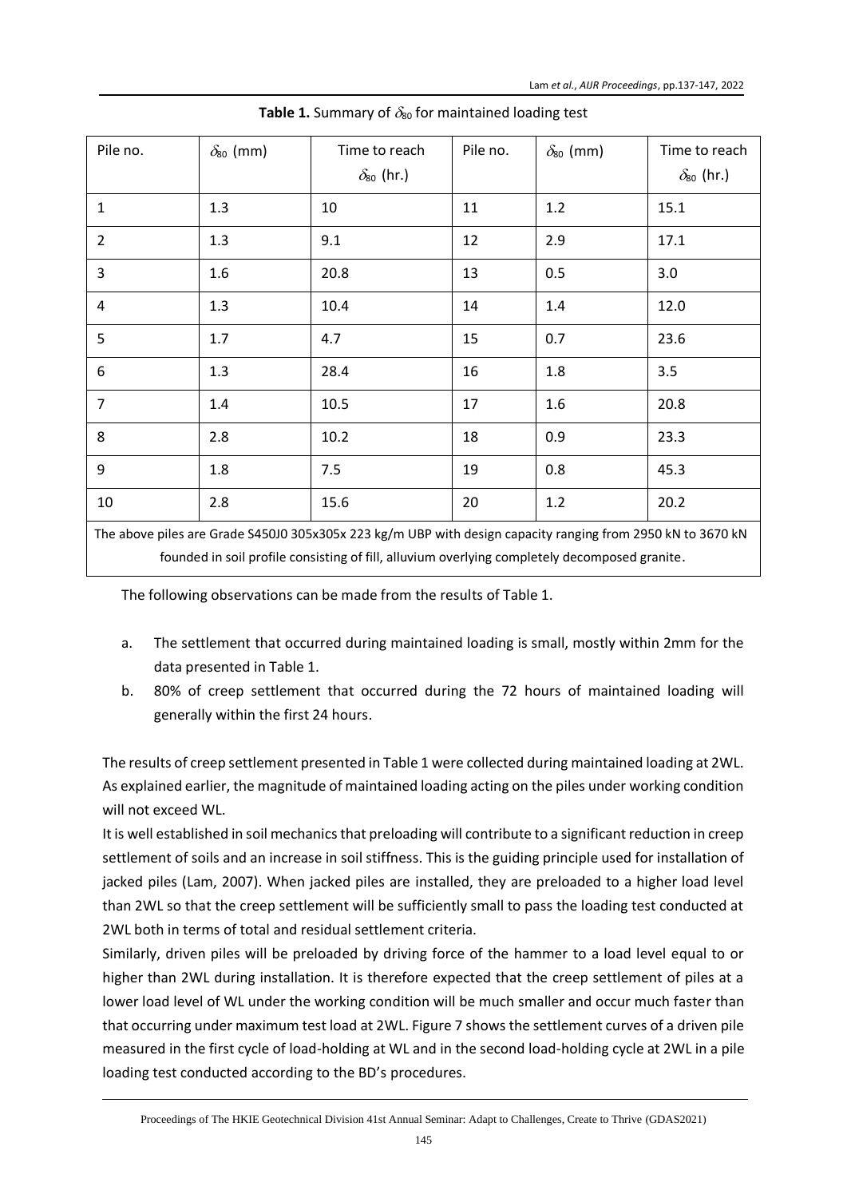**Table 1.** Summary of $\delta_{80}$ for maintained loading test

| Pile no. | $\delta_{80}$ (mm) | Time to reach $\delta_{80}$ (hr.) | Pile no. | $\delta_{80}$ (mm) | Time to reach $\delta_{80}$ (hr.) |
|---|---|---|---|---|---|
| 1 | 1.3 | 10 | 11 | 1.2 | 15.1 |
| 2 | 1.3 | 9.1 | 12 | 2.9 | 17.1 |
| 3 | 1.6 | 20.8 | 13 | 0.5 | 3.0 |
| 4 | 1.3 | 10.4 | 14 | 1.4 | 12.0 |
| 5 | 1.7 | 4.7 | 15 | 0.7 | 23.6 |
| 6 | 1.3 | 28.4 | 16 | 1.8 | 3.5 |
| 7 | 1.4 | 10.5 | 17 | 1.6 | 20.8 |
| 8 | 2.8 | 10.2 | 18 | 0.9 | 23.3 |
| 9 | 1.8 | 7.5 | 19 | 0.8 | 45.3 |
| 10 | 2.8 | 15.6 | 20 | 1.2 | 20.2 |

The above piles are Grade S450J0 305x305x 223 kg/m UBP with design capacity ranging from 2950 kN to 3670 kN founded in soil profile consisting of fill, alluvium overlying completely decomposed granite.

The following observations can be made from the results of Table 1.

a. The settlement that occurred during maintained loading is small, mostly within 2mm for the data presented in Table 1.
b. 80% of creep settlement that occurred during the 72 hours of maintained loading will generally within the first 24 hours.

The results of creep settlement presented in Table 1 were collected during maintained loading at 2WL. As explained earlier, the magnitude of maintained loading acting on the piles under working condition will not exceed WL.

It is well established in soil mechanics that preloading will contribute to a significant reduction in creep settlement of soils and an increase in soil stiffness. This is the guiding principle used for installation of jacked piles (Lam, 2007). When jacked piles are installed, they are preloaded to a higher load level than 2WL so that the creep settlement will be sufficiently small to pass the loading test conducted at 2WL both in terms of total and residual settlement criteria.

Similarly, driven piles will be preloaded by driving force of the hammer to a load level equal to or higher than 2WL during installation. It is therefore expected that the creep settlement of piles at a lower load level of WL under the working condition will be much smaller and occur much faster than that occurring under maximum test load at 2WL. Figure 7 shows the settlement curves of a driven pile measured in the first cycle of load-holding at WL and in the second load-holding cycle at 2WL in a pile loading test conducted according to the BD's procedures.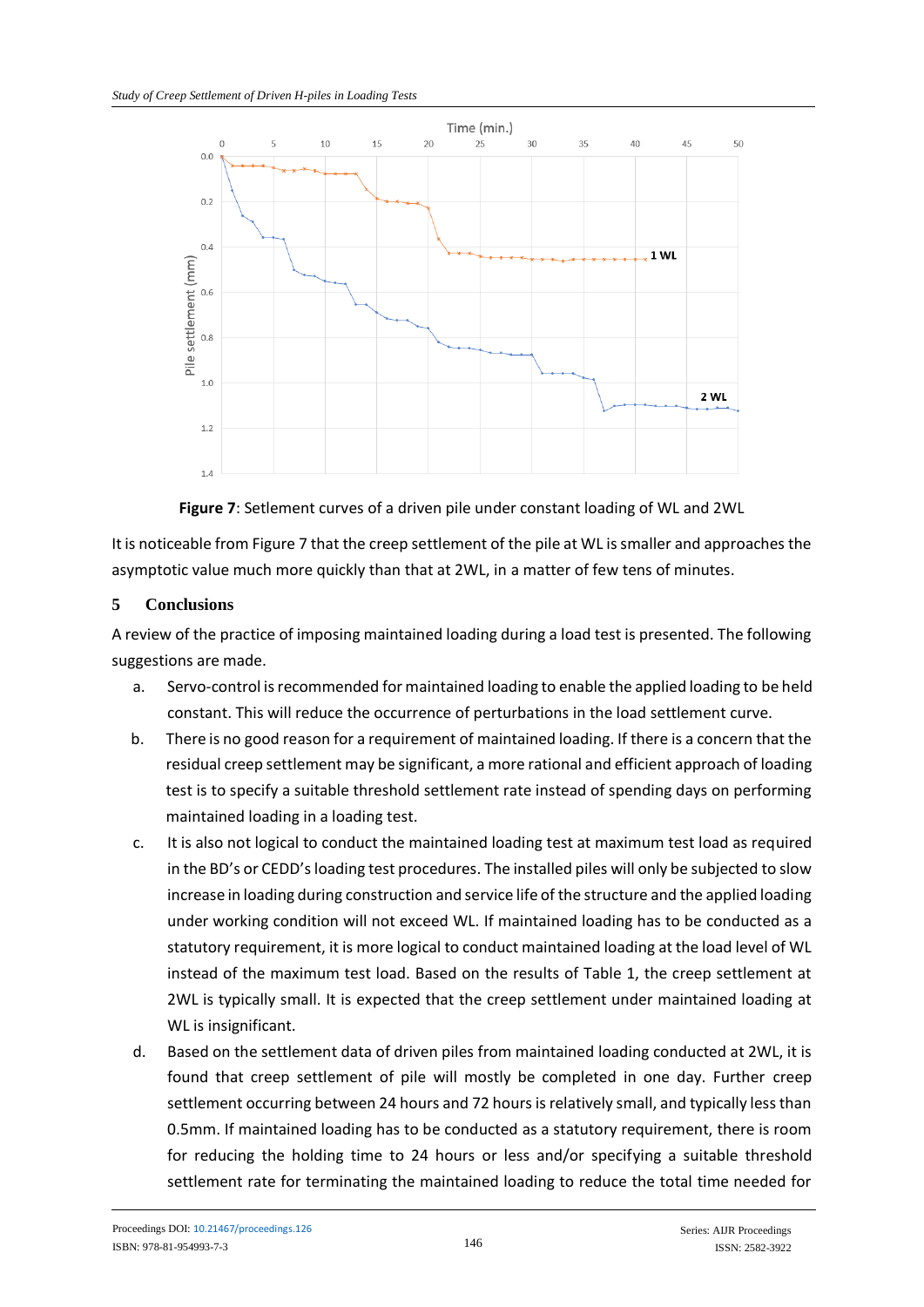**Figure 7**: Setlement curves of a driven pile under constant loading of WL and 2WL

It is noticeable from Figure 7 that the creep settlement of the pile at WL is smaller and approaches the asymptotic value much more quickly than that at 2WL, in a matter of few tens of minutes.

## 5 Conclusions

A review of the practice of imposing maintained loading during a load test is presented. The following suggestions are made.

a. Servo-control is recommended for maintained loading to enable the applied loading to be held constant. This will reduce the occurrence of perturbations in the load settlement curve.

b. There is no good reason for a requirement of maintained loading. If there is a concern that the residual creep settlement may be significant, a more rational and efficient approach of loading test is to specify a suitable threshold settlement rate instead of spending days on performing maintained loading in a loading test.

c. It is also not logical to conduct the maintained loading test at maximum test load as required in the BD's or CEDD's loading test procedures. The installed piles will only be subjected to slow increase in loading during construction and service life of the structure and the applied loading under working condition will not exceed WL. If maintained loading has to be conducted as a statutory requirement, it is more logical to conduct maintained loading at the load level of WL instead of the maximum test load. Based on the results of Table 1, the creep settlement at 2WL is typically small. It is expected that the creep settlement under maintained loading at WL is insignificant.

d. Based on the settlement data of driven piles from maintained loading conducted at 2WL, it is found that creep settlement of pile will mostly be completed in one day. Further creep settlement occurring between 24 hours and 72 hours is relatively small, and typically less than 0.5mm. If maintained loading has to be conducted as a statutory requirement, there is room for reducing the holding time to 24 hours or less and/or specifying a suitable threshold settlement rate for terminating the maintained loading to reduce the total time needed for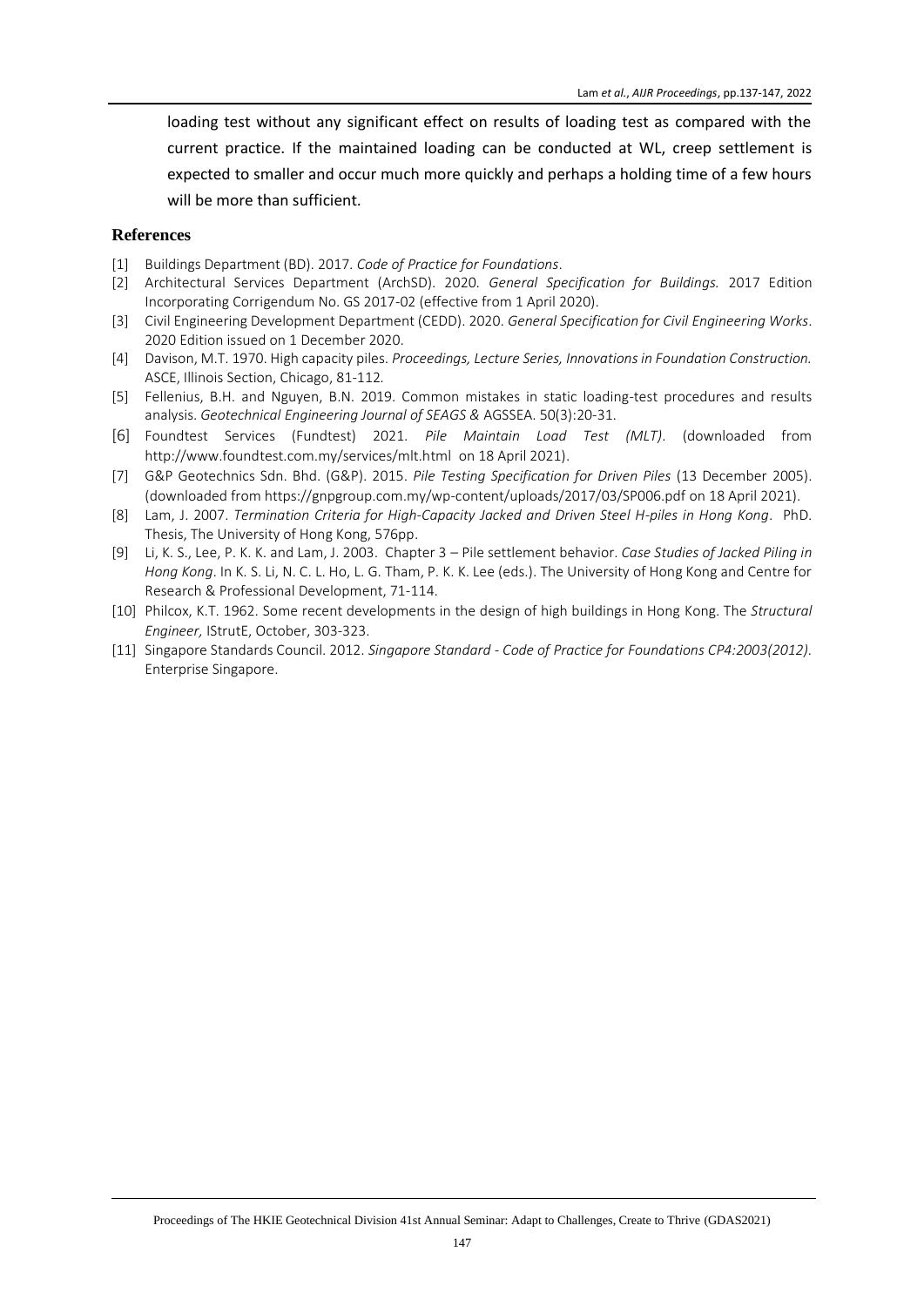loading test without any significant effect on results of loading test as compared with the current practice. If the maintained loading can be conducted at WL, creep settlement is expected to smaller and occur much more quickly and perhaps a holding time of a few hours will be more than sufficient.

## References

[1] Buildings Department (BD). 2017. *Code of Practice for Foundations*.

[2] Architectural Services Department (ArchSD). 2020. *General Specification for Buildings.* 2017 Edition Incorporating Corrigendum No. GS 2017-02 (effective from 1 April 2020).

[3] Civil Engineering Development Department (CEDD). 2020. *General Specification for Civil Engineering Works*. 2020 Edition issued on 1 December 2020.

[4] Davison, M.T. 1970. High capacity piles. *Proceedings, Lecture Series, Innovations in Foundation Construction.* ASCE, Illinois Section, Chicago, 81-112.

[5] Fellenius, B.H. and Nguyen, B.N. 2019. Common mistakes in static loading-test procedures and results analysis. *Geotechnical Engineering Journal of SEAGS &* AGSSEA. 50(3):20-31.

[6] Foundtest Services (Fundtest) 2021. *Pile Maintain Load Test (MLT)*. (downloaded from http://www.foundtest.com.my/services/mlt.html on 18 April 2021).

[7] G&P Geotechnics Sdn. Bhd. (G&P). 2015. *Pile Testing Specification for Driven Piles* (13 December 2005). (downloaded from https://gnpgroup.com.my/wp-content/uploads/2017/03/SP006.pdf on 18 April 2021).

[8] Lam, J. 2007. *Termination Criteria for High-Capacity Jacked and Driven Steel H-piles in Hong Kong*. PhD. Thesis, The University of Hong Kong, 576pp.

[9] Li, K. S., Lee, P. K. K. and Lam, J. 2003. Chapter 3 – Pile settlement behavior. *Case Studies of Jacked Piling in Hong Kong*. In K. S. Li, N. C. L. Ho, L. G. Tham, P. K. K. Lee (eds.). The University of Hong Kong and Centre for Research & Professional Development, 71-114.

[10] Philcox, K.T. 1962. Some recent developments in the design of high buildings in Hong Kong. The *Structural Engineer,* IStrutE, October, 303-323.

[11] Singapore Standards Council. 2012. *Singapore Standard - Code of Practice for Foundations CP4:2003(2012)*. Enterprise Singapore.